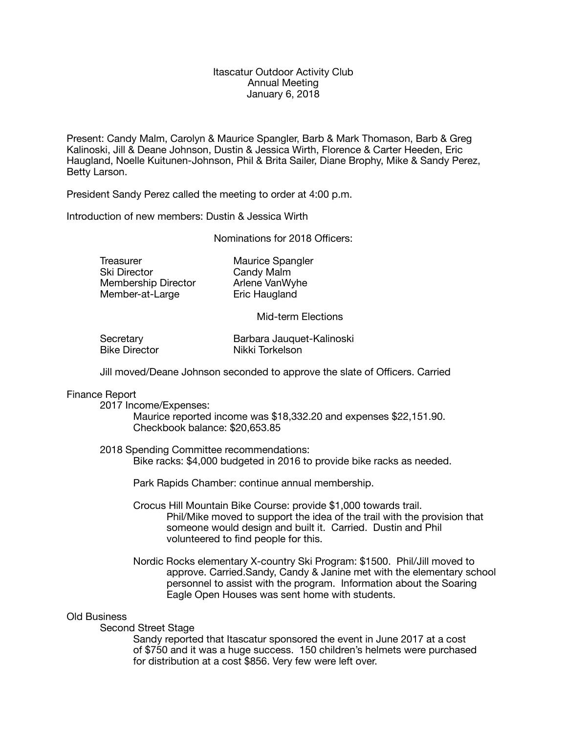Itascatur Outdoor Activity Club
Annual Meeting
January 6, 2018

Present: Candy Malm, Carolyn & Maurice Spangler, Barb & Mark Thomason, Barb & Greg Kalinoski, Jill & Deane Johnson, Dustin & Jessica Wirth, Florence & Carter Heeden, Eric Haugland, Noelle Kuitunen-Johnson, Phil & Brita Sailer, Diane Brophy, Mike & Sandy Perez, Betty Larson.

President Sandy Perez called the meeting to order at 4:00 p.m.

Introduction of new members: Dustin & Jessica Wirth

Nominations for 2018 Officers:

| | |
|---|---|
| Treasurer | Maurice Spangler |
| Ski Director | Candy Malm |
| Membership Director | Arlene VanWyhe |
| Member-at-Large | Eric Haugland |

Mid-term Elections

| | |
|---|---|
| Secretary | Barbara Jauquet-Kalinoski |
| Bike Director | Nikki Torkelson |

Jill moved/Deane Johnson seconded to approve the slate of Officers. Carried

Finance Report

2017 Income/Expenses:

Maurice reported income was $18,332.20 and expenses $22,151.90.
Checkbook balance: $20,653.85

2018 Spending Committee recommendations:

Bike racks: $4,000 budgeted in 2016 to provide bike racks as needed.

Park Rapids Chamber: continue annual membership.

Crocus Hill Mountain Bike Course: provide $1,000 towards trail.
Phil/Mike moved to support the idea of the trail with the provision that someone would design and built it. Carried. Dustin and Phil volunteered to find people for this.

Nordic Rocks elementary X-country Ski Program: $1500. Phil/Jill moved to approve. Carried.Sandy, Candy & Janine met with the elementary school personnel to assist with the program. Information about the Soaring Eagle Open Houses was sent home with students.

Old Business

Second Street Stage

Sandy reported that Itascatur sponsored the event in June 2017 at a cost of $750 and it was a huge success. 150 children's helmets were purchased for distribution at a cost $856. Very few were left over.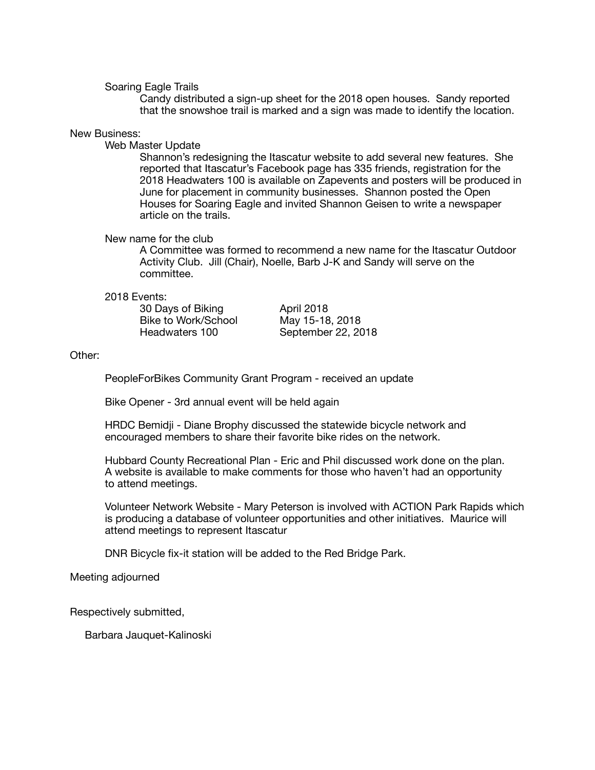Soaring Eagle Trails

Candy distributed a sign-up sheet for the 2018 open houses. Sandy reported that the snowshoe trail is marked and a sign was made to identify the location.

New Business:

Web Master Update

Shannon's redesigning the Itascatur website to add several new features. She reported that Itascatur's Facebook page has 335 friends, registration for the 2018 Headwaters 100 is available on Zapevents and posters will be produced in June for placement in community businesses. Shannon posted the Open Houses for Soaring Eagle and invited Shannon Geisen to write a newspaper article on the trails.

New name for the club

A Committee was formed to recommend a new name for the Itascatur Outdoor Activity Club. Jill (Chair), Noelle, Barb J-K and Sandy will serve on the committee.

2018 Events:

| | |
|---|---|
| 30 Days of Biking | April 2018 |
| Bike to Work/School | May 15-18, 2018 |
| Headwaters 100 | September 22, 2018 |

Other:

PeopleForBikes Community Grant Program - received an update

Bike Opener - 3rd annual event will be held again

HRDC Bemidji - Diane Brophy discussed the statewide bicycle network and encouraged members to share their favorite bike rides on the network.

Hubbard County Recreational Plan - Eric and Phil discussed work done on the plan. A website is available to make comments for those who haven't had an opportunity to attend meetings.

Volunteer Network Website - Mary Peterson is involved with ACTION Park Rapids which is producing a database of volunteer opportunities and other initiatives. Maurice will attend meetings to represent Itascatur

DNR Bicycle fix-it station will be added to the Red Bridge Park.

Meeting adjourned

Respectively submitted,

Barbara Jauquet-Kalinoski